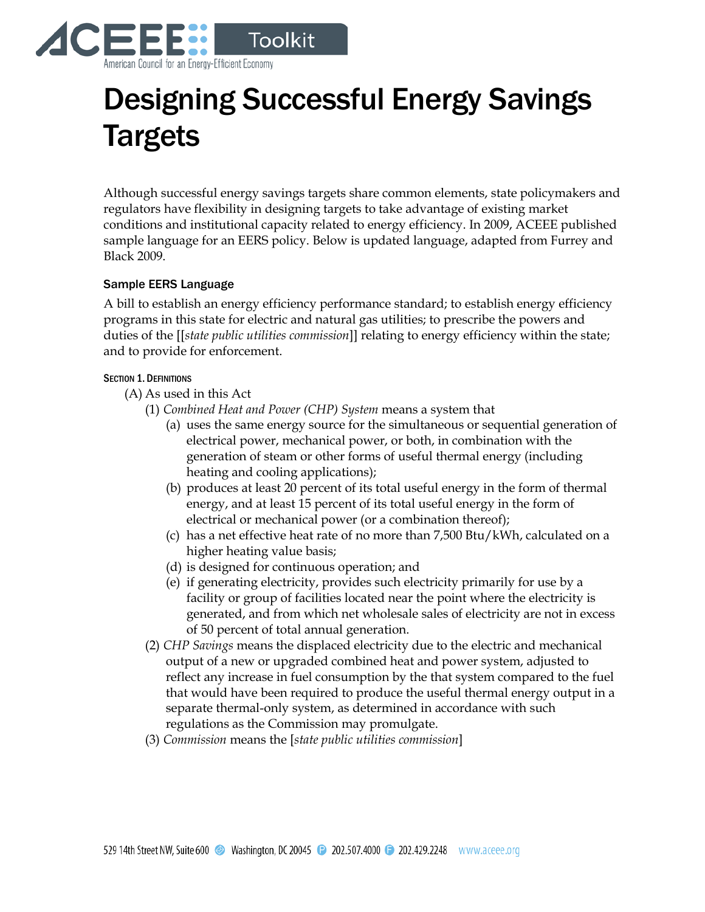# Designing Successful Energy Savings Targets

Although successful energy savings targets share common elements, state policymakers and regulators have flexibility in designing targets to take advantage of existing market conditions and institutional capacity related to energy efficiency. In 2009, ACEEE published sample language for an EERS policy. Below is updated language, adapted from Furrey and Black 2009.

### Sample EERS Language

A bill to establish an energy efficiency performance standard; to establish energy efficiency programs in this state for electric and natural gas utilities; to prescribe the powers and duties of the [[*state public utilities commission*]] relating to energy efficiency within the state; and to provide for enforcement.

#### Section 1. Definitions

(A) As used in this Act

(1) *Combined Heat and Power (CHP) System* means a system that

(a) uses the same energy source for the simultaneous or sequential generation of electrical power, mechanical power, or both, in combination with the generation of steam or other forms of useful thermal energy (including heating and cooling applications);

(b) produces at least 20 percent of its total useful energy in the form of thermal energy, and at least 15 percent of its total useful energy in the form of electrical or mechanical power (or a combination thereof);

(c) has a net effective heat rate of no more than 7,500 Btu/kWh, calculated on a higher heating value basis;

(d) is designed for continuous operation; and

(e) if generating electricity, provides such electricity primarily for use by a facility or group of facilities located near the point where the electricity is generated, and from which net wholesale sales of electricity are not in excess of 50 percent of total annual generation.

(2) *CHP Savings* means the displaced electricity due to the electric and mechanical output of a new or upgraded combined heat and power system, adjusted to reflect any increase in fuel consumption by the that system compared to the fuel that would have been required to produce the useful thermal energy output in a separate thermal-only system, as determined in accordance with such regulations as the Commission may promulgate.

(3) *Commission* means the [*state public utilities commission*]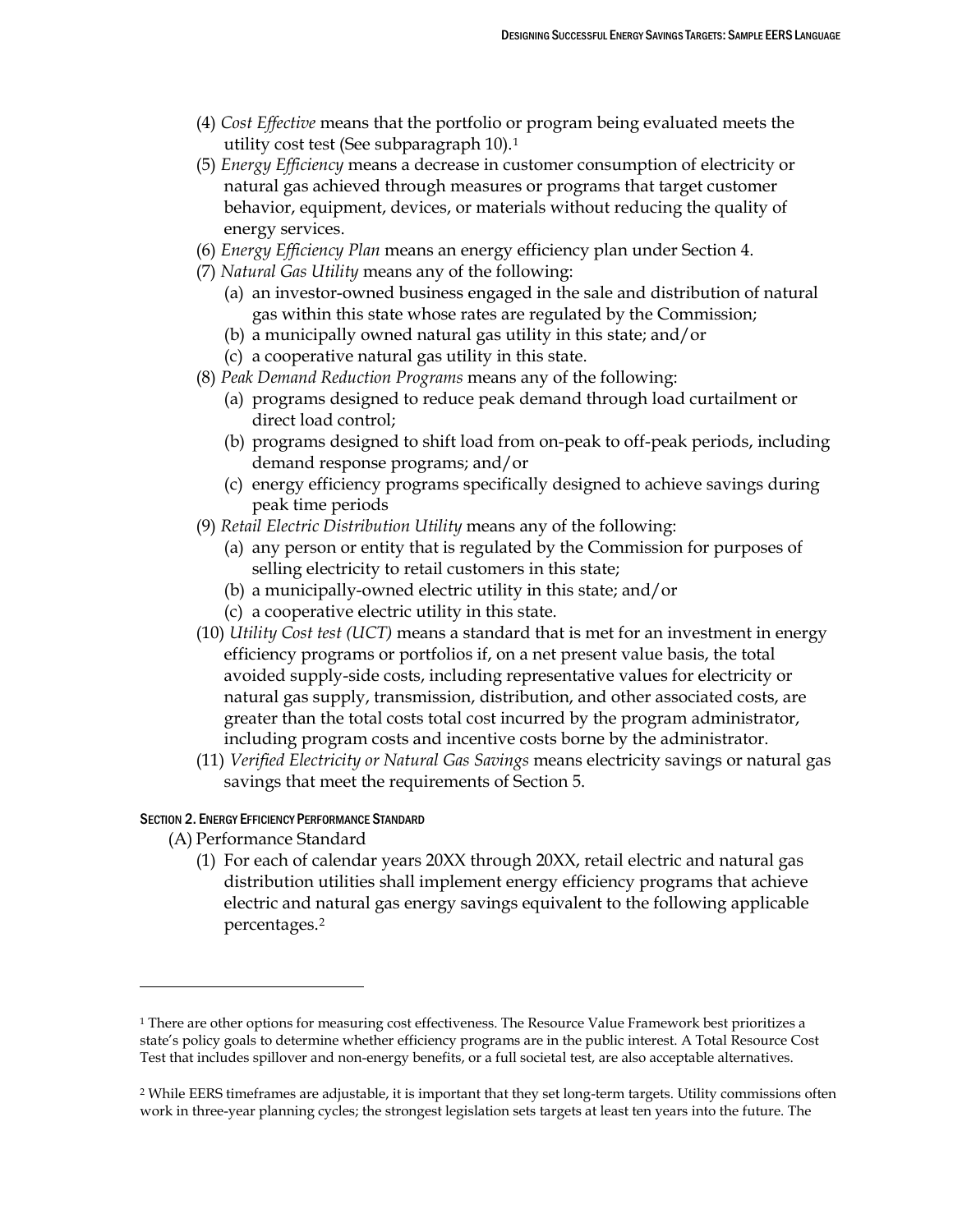(4) *Cost Effective* means that the portfolio or program being evaluated meets the utility cost test (See subparagraph 10).[1]

(5) *Energy Efficiency* means a decrease in customer consumption of electricity or natural gas achieved through measures or programs that target customer behavior, equipment, devices, or materials without reducing the quality of energy services.

(6) *Energy Efficiency Plan* means an energy efficiency plan under Section 4.

(7) *Natural Gas Utility* means any of the following:
   - (a) an investor-owned business engaged in the sale and distribution of natural gas within this state whose rates are regulated by the Commission;
   - (b) a municipally owned natural gas utility in this state; and/or
   - (c) a cooperative natural gas utility in this state.

(8) *Peak Demand Reduction Programs* means any of the following:
   - (a) programs designed to reduce peak demand through load curtailment or direct load control;
   - (b) programs designed to shift load from on-peak to off-peak periods, including demand response programs; and/or
   - (c) energy efficiency programs specifically designed to achieve savings during peak time periods

(9) *Retail Electric Distribution Utility* means any of the following:
   - (a) any person or entity that is regulated by the Commission for purposes of selling electricity to retail customers in this state;
   - (b) a municipally-owned electric utility in this state; and/or
   - (c) a cooperative electric utility in this state.

(10) *Utility Cost test (UCT)* means a standard that is met for an investment in energy efficiency programs or portfolios if, on a net present value basis, the total avoided supply-side costs, including representative values for electricity or natural gas supply, transmission, distribution, and other associated costs, are greater than the total costs total cost incurred by the program administrator, including program costs and incentive costs borne by the administrator.

(11) *Verified Electricity or Natural Gas Savings* means electricity savings or natural gas savings that meet the requirements of Section 5.

#### SECTION 2. ENERGY EFFICIENCY PERFORMANCE STANDARD

(A) Performance Standard

(1) For each of calendar years 20XX through 20XX, retail electric and natural gas distribution utilities shall implement energy efficiency programs that achieve electric and natural gas energy savings equivalent to the following applicable percentages.[2]

---

[1] There are other options for measuring cost effectiveness. The Resource Value Framework best prioritizes a state's policy goals to determine whether efficiency programs are in the public interest. A Total Resource Cost Test that includes spillover and non-energy benefits, or a full societal test, are also acceptable alternatives.

[2] While EERS timeframes are adjustable, it is important that they set long-term targets. Utility commissions often work in three-year planning cycles; the strongest legislation sets targets at least ten years into the future. The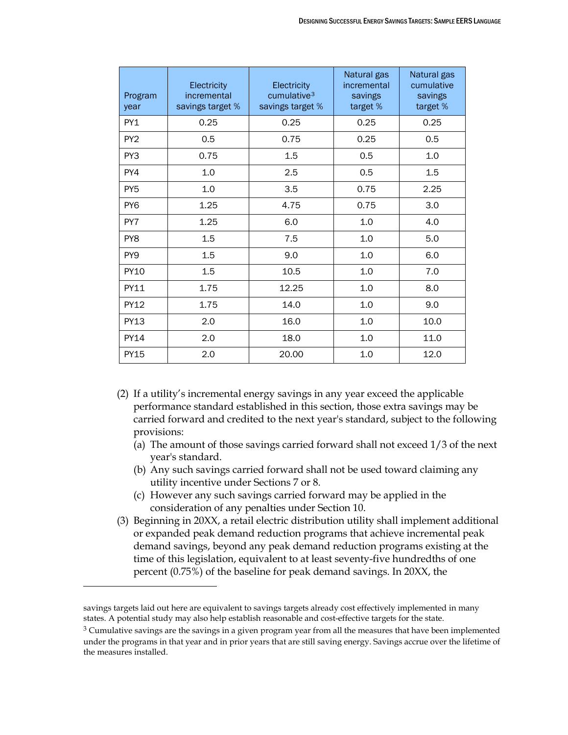| Program year | Electricity incremental savings target % | Electricity cumulative[3] savings target % | Natural gas incremental savings target % | Natural gas cumulative savings target % |
|---|---|---|---|---|
| PY1 | 0.25 | 0.25 | 0.25 | 0.25 |
| PY2 | 0.5 | 0.75 | 0.25 | 0.5 |
| PY3 | 0.75 | 1.5 | 0.5 | 1.0 |
| PY4 | 1.0 | 2.5 | 0.5 | 1.5 |
| PY5 | 1.0 | 3.5 | 0.75 | 2.25 |
| PY6 | 1.25 | 4.75 | 0.75 | 3.0 |
| PY7 | 1.25 | 6.0 | 1.0 | 4.0 |
| PY8 | 1.5 | 7.5 | 1.0 | 5.0 |
| PY9 | 1.5 | 9.0 | 1.0 | 6.0 |
| PY10 | 1.5 | 10.5 | 1.0 | 7.0 |
| PY11 | 1.75 | 12.25 | 1.0 | 8.0 |
| PY12 | 1.75 | 14.0 | 1.0 | 9.0 |
| PY13 | 2.0 | 16.0 | 1.0 | 10.0 |
| PY14 | 2.0 | 18.0 | 1.0 | 11.0 |
| PY15 | 2.0 | 20.00 | 1.0 | 12.0 |

(2) If a utility's incremental energy savings in any year exceed the applicable performance standard established in this section, those extra savings may be carried forward and credited to the next year's standard, subject to the following provisions:
   (a) The amount of those savings carried forward shall not exceed 1/3 of the next year's standard.
   (b) Any such savings carried forward shall not be used toward claiming any utility incentive under Sections 7 or 8.
   (c) However any such savings carried forward may be applied in the consideration of any penalties under Section 10.

(3) Beginning in 20XX, a retail electric distribution utility shall implement additional or expanded peak demand reduction programs that achieve incremental peak demand savings, beyond any peak demand reduction programs existing at the time of this legislation, equivalent to at least seventy-five hundredths of one percent (0.75%) of the baseline for peak demand savings. In 20XX, the

savings targets laid out here are equivalent to savings targets already cost effectively implemented in many states. A potential study may also help establish reasonable and cost-effective targets for the state.

[3] Cumulative savings are the savings in a given program year from all the measures that have been implemented under the programs in that year and in prior years that are still saving energy. Savings accrue over the lifetime of the measures installed.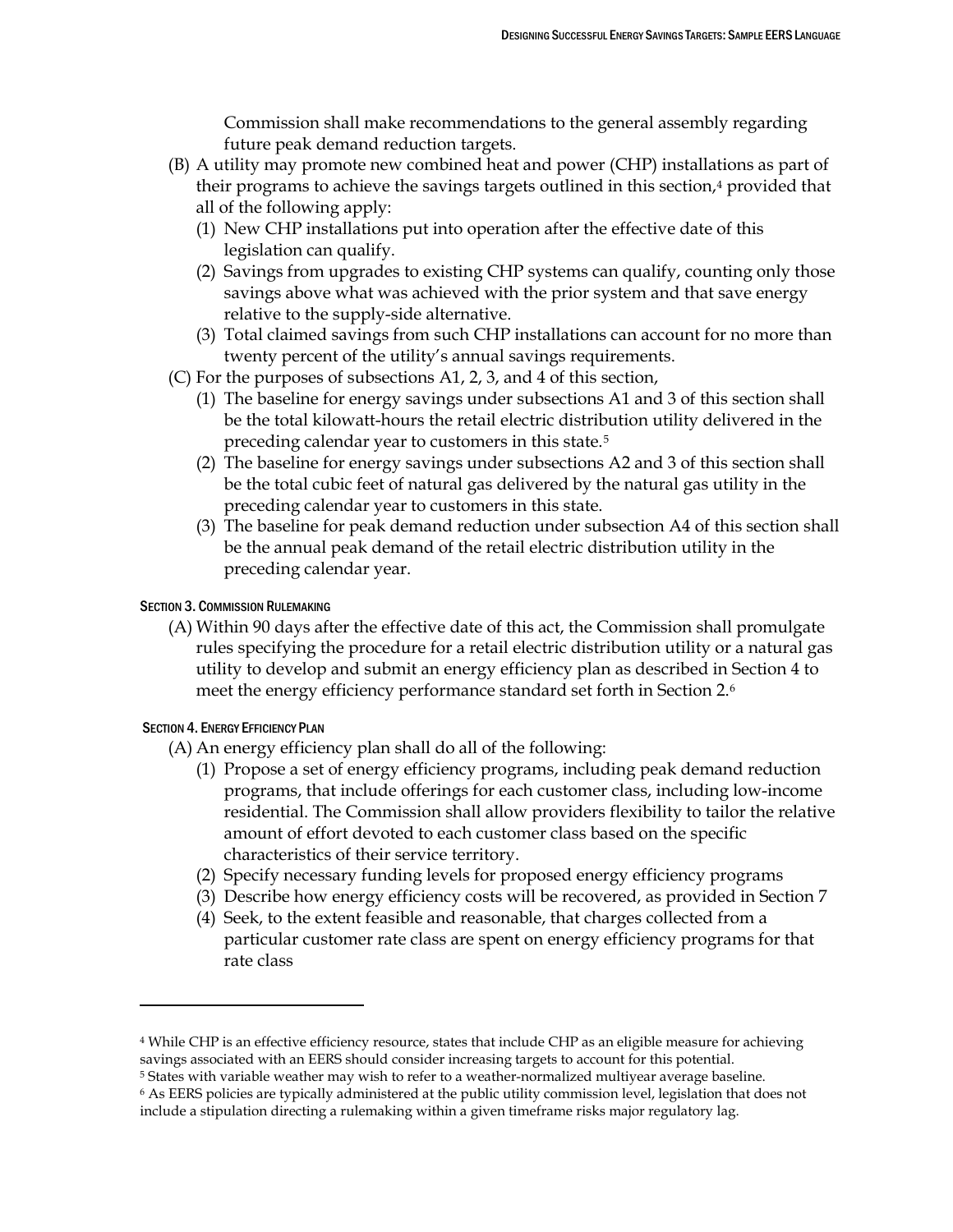Commission shall make recommendations to the general assembly regarding future peak demand reduction targets.

(B) A utility may promote new combined heat and power (CHP) installations as part of their programs to achieve the savings targets outlined in this section,[4] provided that all of the following apply:

   (1) New CHP installations put into operation after the effective date of this legislation can qualify.

   (2) Savings from upgrades to existing CHP systems can qualify, counting only those savings above what was achieved with the prior system and that save energy relative to the supply-side alternative.

   (3) Total claimed savings from such CHP installations can account for no more than twenty percent of the utility's annual savings requirements.

(C) For the purposes of subsections A1, 2, 3, and 4 of this section,

   (1) The baseline for energy savings under subsections A1 and 3 of this section shall be the total kilowatt-hours the retail electric distribution utility delivered in the preceding calendar year to customers in this state.[5]

   (2) The baseline for energy savings under subsections A2 and 3 of this section shall be the total cubic feet of natural gas delivered by the natural gas utility in the preceding calendar year to customers in this state.

   (3) The baseline for peak demand reduction under subsection A4 of this section shall be the annual peak demand of the retail electric distribution utility in the preceding calendar year.

#### SECTION 3. COMMISSION RULEMAKING

(A) Within 90 days after the effective date of this act, the Commission shall promulgate rules specifying the procedure for a retail electric distribution utility or a natural gas utility to develop and submit an energy efficiency plan as described in Section 4 to meet the energy efficiency performance standard set forth in Section 2.[6]

#### SECTION 4. ENERGY EFFICIENCY PLAN

(A) An energy efficiency plan shall do all of the following:

   (1) Propose a set of energy efficiency programs, including peak demand reduction programs, that include offerings for each customer class, including low-income residential. The Commission shall allow providers flexibility to tailor the relative amount of effort devoted to each customer class based on the specific characteristics of their service territory.

   (2) Specify necessary funding levels for proposed energy efficiency programs

   (3) Describe how energy efficiency costs will be recovered, as provided in Section 7

   (4) Seek, to the extent feasible and reasonable, that charges collected from a particular customer rate class are spent on energy efficiency programs for that rate class

---

[4] While CHP is an effective efficiency resource, states that include CHP as an eligible measure for achieving savings associated with an EERS should consider increasing targets to account for this potential.

[5] States with variable weather may wish to refer to a weather-normalized multiyear average baseline.

[6] As EERS policies are typically administered at the public utility commission level, legislation that does not include a stipulation directing a rulemaking within a given timeframe risks major regulatory lag.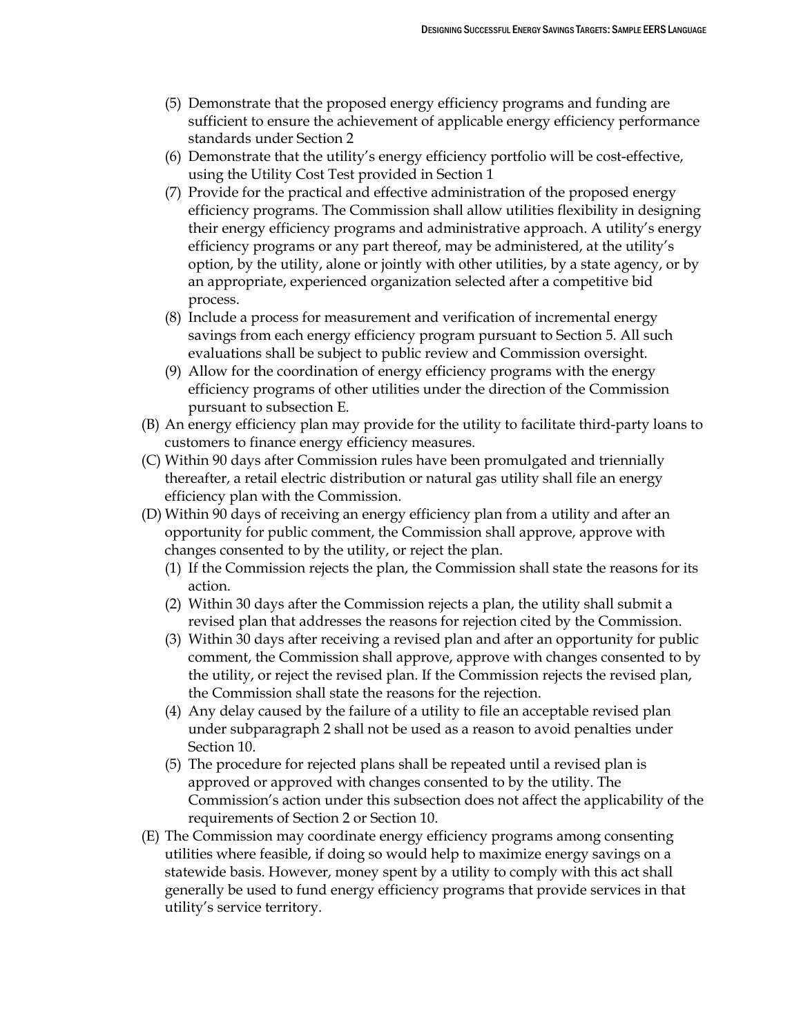(5) Demonstrate that the proposed energy efficiency programs and funding are sufficient to ensure the achievement of applicable energy efficiency performance standards under Section 2

(6) Demonstrate that the utility's energy efficiency portfolio will be cost-effective, using the Utility Cost Test provided in Section 1

(7) Provide for the practical and effective administration of the proposed energy efficiency programs. The Commission shall allow utilities flexibility in designing their energy efficiency programs and administrative approach. A utility's energy efficiency programs or any part thereof, may be administered, at the utility's option, by the utility, alone or jointly with other utilities, by a state agency, or by an appropriate, experienced organization selected after a competitive bid process.

(8) Include a process for measurement and verification of incremental energy savings from each energy efficiency program pursuant to Section 5. All such evaluations shall be subject to public review and Commission oversight.

(9) Allow for the coordination of energy efficiency programs with the energy efficiency programs of other utilities under the direction of the Commission pursuant to subsection E.

(B) An energy efficiency plan may provide for the utility to facilitate third-party loans to customers to finance energy efficiency measures.

(C) Within 90 days after Commission rules have been promulgated and triennially thereafter, a retail electric distribution or natural gas utility shall file an energy efficiency plan with the Commission.

(D) Within 90 days of receiving an energy efficiency plan from a utility and after an opportunity for public comment, the Commission shall approve, approve with changes consented to by the utility, or reject the plan.

(1) If the Commission rejects the plan, the Commission shall state the reasons for its action.

(2) Within 30 days after the Commission rejects a plan, the utility shall submit a revised plan that addresses the reasons for rejection cited by the Commission.

(3) Within 30 days after receiving a revised plan and after an opportunity for public comment, the Commission shall approve, approve with changes consented to by the utility, or reject the revised plan. If the Commission rejects the revised plan, the Commission shall state the reasons for the rejection.

(4) Any delay caused by the failure of a utility to file an acceptable revised plan under subparagraph 2 shall not be used as a reason to avoid penalties under Section 10.

(5) The procedure for rejected plans shall be repeated until a revised plan is approved or approved with changes consented to by the utility. The Commission's action under this subsection does not affect the applicability of the requirements of Section 2 or Section 10.

(E) The Commission may coordinate energy efficiency programs among consenting utilities where feasible, if doing so would help to maximize energy savings on a statewide basis. However, money spent by a utility to comply with this act shall generally be used to fund energy efficiency programs that provide services in that utility's service territory.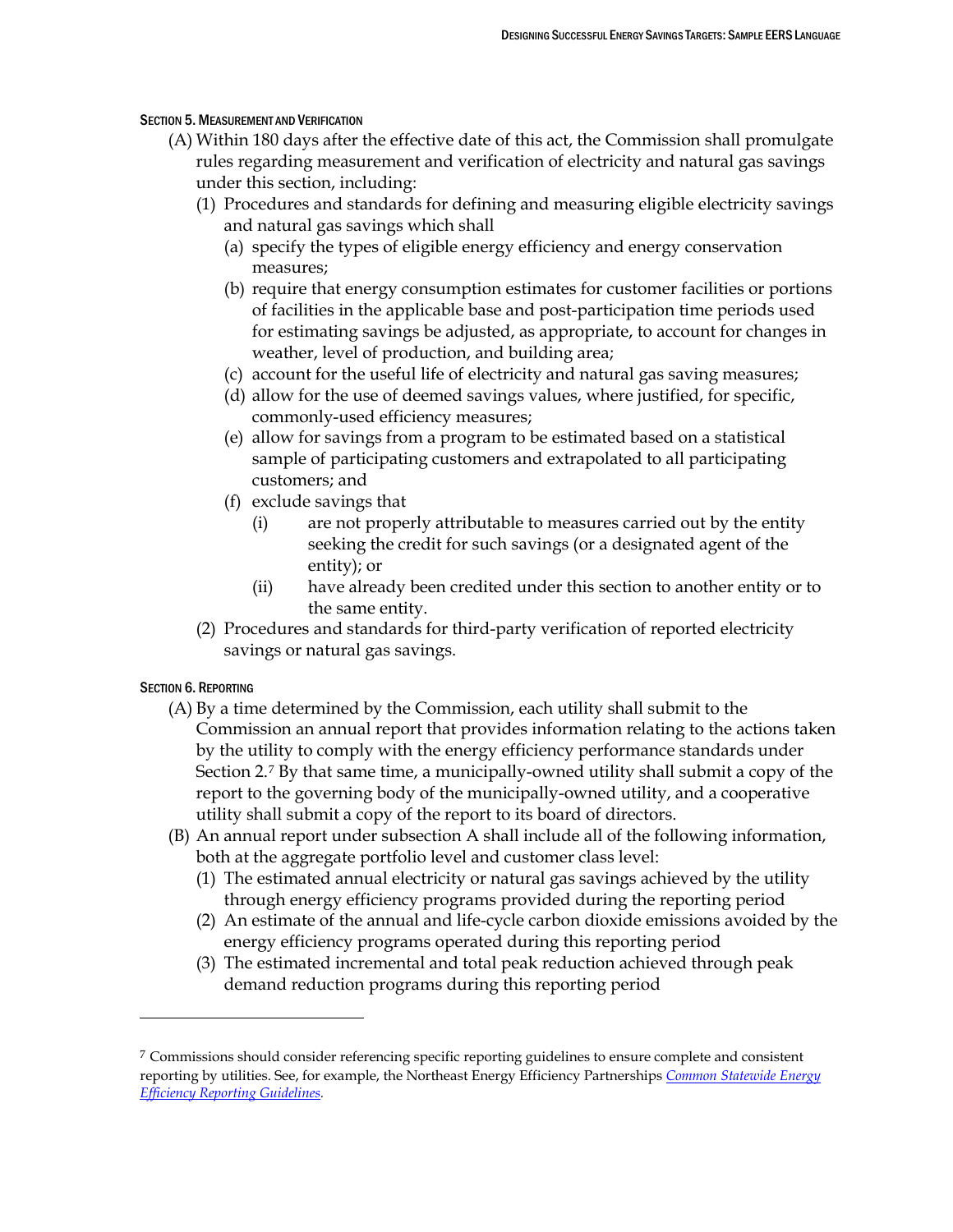#### SECTION 5. MEASUREMENT AND VERIFICATION

(A) Within 180 days after the effective date of this act, the Commission shall promulgate rules regarding measurement and verification of electricity and natural gas savings under this section, including:

(1) Procedures and standards for defining and measuring eligible electricity savings and natural gas savings which shall

(a) specify the types of eligible energy efficiency and energy conservation measures;

(b) require that energy consumption estimates for customer facilities or portions of facilities in the applicable base and post-participation time periods used for estimating savings be adjusted, as appropriate, to account for changes in weather, level of production, and building area;

(c) account for the useful life of electricity and natural gas saving measures;

(d) allow for the use of deemed savings values, where justified, for specific, commonly-used efficiency measures;

(e) allow for savings from a program to be estimated based on a statistical sample of participating customers and extrapolated to all participating customers; and

(f) exclude savings that

(i) are not properly attributable to measures carried out by the entity seeking the credit for such savings (or a designated agent of the entity); or

(ii) have already been credited under this section to another entity or to the same entity.

(2) Procedures and standards for third-party verification of reported electricity savings or natural gas savings.

#### SECTION 6. REPORTING

(A) By a time determined by the Commission, each utility shall submit to the Commission an annual report that provides information relating to the actions taken by the utility to comply with the energy efficiency performance standards under Section 2.[7] By that same time, a municipally-owned utility shall submit a copy of the report to the governing body of the municipally-owned utility, and a cooperative utility shall submit a copy of the report to its board of directors.

(B) An annual report under subsection A shall include all of the following information, both at the aggregate portfolio level and customer class level:

(1) The estimated annual electricity or natural gas savings achieved by the utility through energy efficiency programs provided during the reporting period

(2) An estimate of the annual and life-cycle carbon dioxide emissions avoided by the energy efficiency programs operated during this reporting period

(3) The estimated incremental and total peak reduction achieved through peak demand reduction programs during this reporting period

---

[7] Commissions should consider referencing specific reporting guidelines to ensure complete and consistent reporting by utilities. See, for example, the Northeast Energy Efficiency Partnerships *Common Statewide Energy Efficiency Reporting Guidelines*.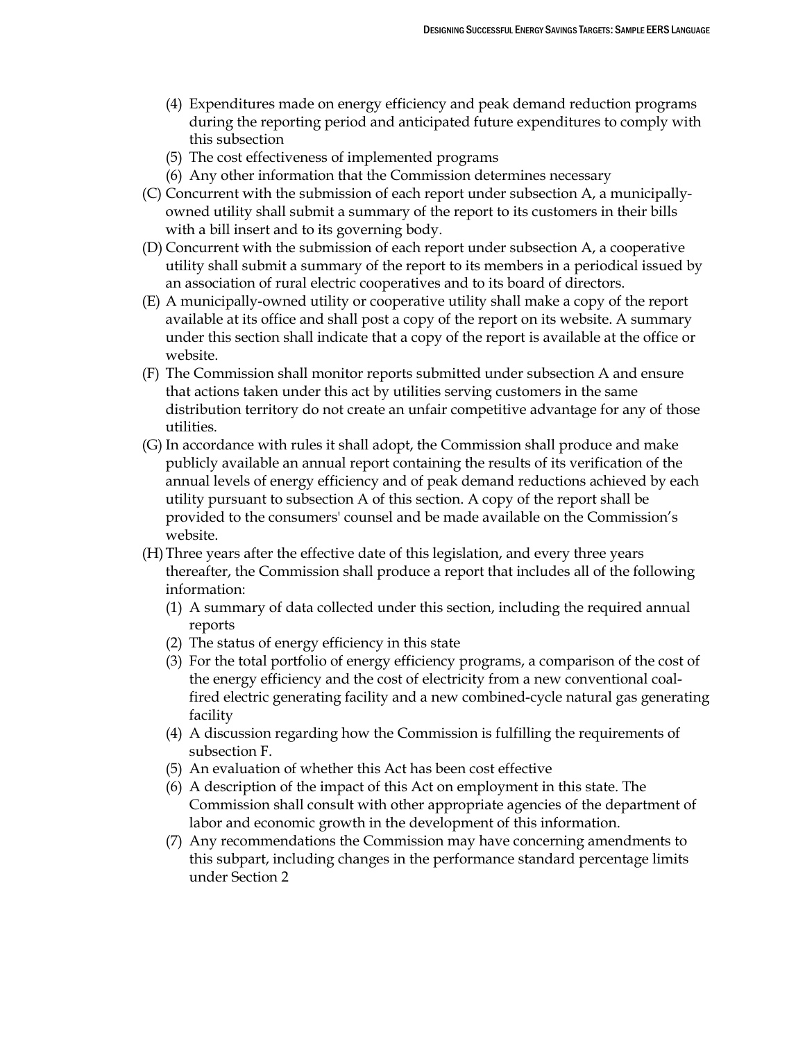(4) Expenditures made on energy efficiency and peak demand reduction programs during the reporting period and anticipated future expenditures to comply with this subsection
   (5) The cost effectiveness of implemented programs
   (6) Any other information that the Commission determines necessary

(C) Concurrent with the submission of each report under subsection A, a municipally-owned utility shall submit a summary of the report to its customers in their bills with a bill insert and to its governing body.

(D) Concurrent with the submission of each report under subsection A, a cooperative utility shall submit a summary of the report to its members in a periodical issued by an association of rural electric cooperatives and to its board of directors.

(E) A municipally-owned utility or cooperative utility shall make a copy of the report available at its office and shall post a copy of the report on its website. A summary under this section shall indicate that a copy of the report is available at the office or website.

(F) The Commission shall monitor reports submitted under subsection A and ensure that actions taken under this act by utilities serving customers in the same distribution territory do not create an unfair competitive advantage for any of those utilities.

(G) In accordance with rules it shall adopt, the Commission shall produce and make publicly available an annual report containing the results of its verification of the annual levels of energy efficiency and of peak demand reductions achieved by each utility pursuant to subsection A of this section. A copy of the report shall be provided to the consumers' counsel and be made available on the Commission's website.

(H) Three years after the effective date of this legislation, and every three years thereafter, the Commission shall produce a report that includes all of the following information:
   (1) A summary of data collected under this section, including the required annual reports
   (2) The status of energy efficiency in this state
   (3) For the total portfolio of energy efficiency programs, a comparison of the cost of the energy efficiency and the cost of electricity from a new conventional coal-fired electric generating facility and a new combined-cycle natural gas generating facility
   (4) A discussion regarding how the Commission is fulfilling the requirements of subsection F.
   (5) An evaluation of whether this Act has been cost effective
   (6) A description of the impact of this Act on employment in this state. The Commission shall consult with other appropriate agencies of the department of labor and economic growth in the development of this information.
   (7) Any recommendations the Commission may have concerning amendments to this subpart, including changes in the performance standard percentage limits under Section 2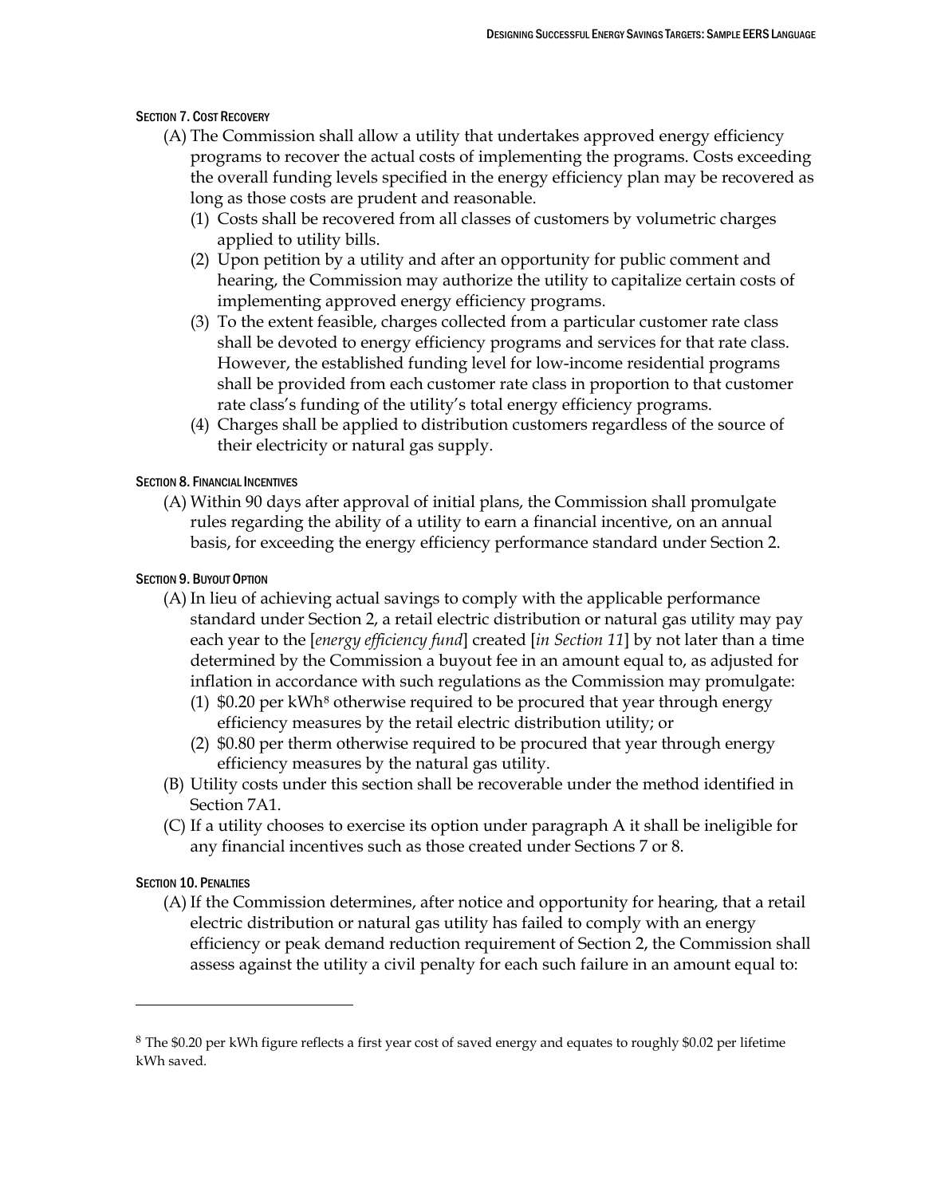**SECTION 7. COST RECOVERY**

(A) The Commission shall allow a utility that undertakes approved energy efficiency programs to recover the actual costs of implementing the programs. Costs exceeding the overall funding levels specified in the energy efficiency plan may be recovered as long as those costs are prudent and reasonable.

(1) Costs shall be recovered from all classes of customers by volumetric charges applied to utility bills.

(2) Upon petition by a utility and after an opportunity for public comment and hearing, the Commission may authorize the utility to capitalize certain costs of implementing approved energy efficiency programs.

(3) To the extent feasible, charges collected from a particular customer rate class shall be devoted to energy efficiency programs and services for that rate class. However, the established funding level for low-income residential programs shall be provided from each customer rate class in proportion to that customer rate class's funding of the utility's total energy efficiency programs.

(4) Charges shall be applied to distribution customers regardless of the source of their electricity or natural gas supply.

**SECTION 8. FINANCIAL INCENTIVES**

(A) Within 90 days after approval of initial plans, the Commission shall promulgate rules regarding the ability of a utility to earn a financial incentive, on an annual basis, for exceeding the energy efficiency performance standard under Section 2.

**SECTION 9. BUYOUT OPTION**

(A) In lieu of achieving actual savings to comply with the applicable performance standard under Section 2, a retail electric distribution or natural gas utility may pay each year to the [*energy efficiency fund*] created [*in Section 11*] by not later than a time determined by the Commission a buyout fee in an amount equal to, as adjusted for inflation in accordance with such regulations as the Commission may promulgate:

(1) \$0.20 per kWh[8] otherwise required to be procured that year through energy efficiency measures by the retail electric distribution utility; or

(2) \$0.80 per therm otherwise required to be procured that year through energy efficiency measures by the natural gas utility.

(B) Utility costs under this section shall be recoverable under the method identified in Section 7A1.

(C) If a utility chooses to exercise its option under paragraph A it shall be ineligible for any financial incentives such as those created under Sections 7 or 8.

**SECTION 10. PENALTIES**

(A) If the Commission determines, after notice and opportunity for hearing, that a retail electric distribution or natural gas utility has failed to comply with an energy efficiency or peak demand reduction requirement of Section 2, the Commission shall assess against the utility a civil penalty for each such failure in an amount equal to:

---

[8] The \$0.20 per kWh figure reflects a first year cost of saved energy and equates to roughly \$0.02 per lifetime kWh saved.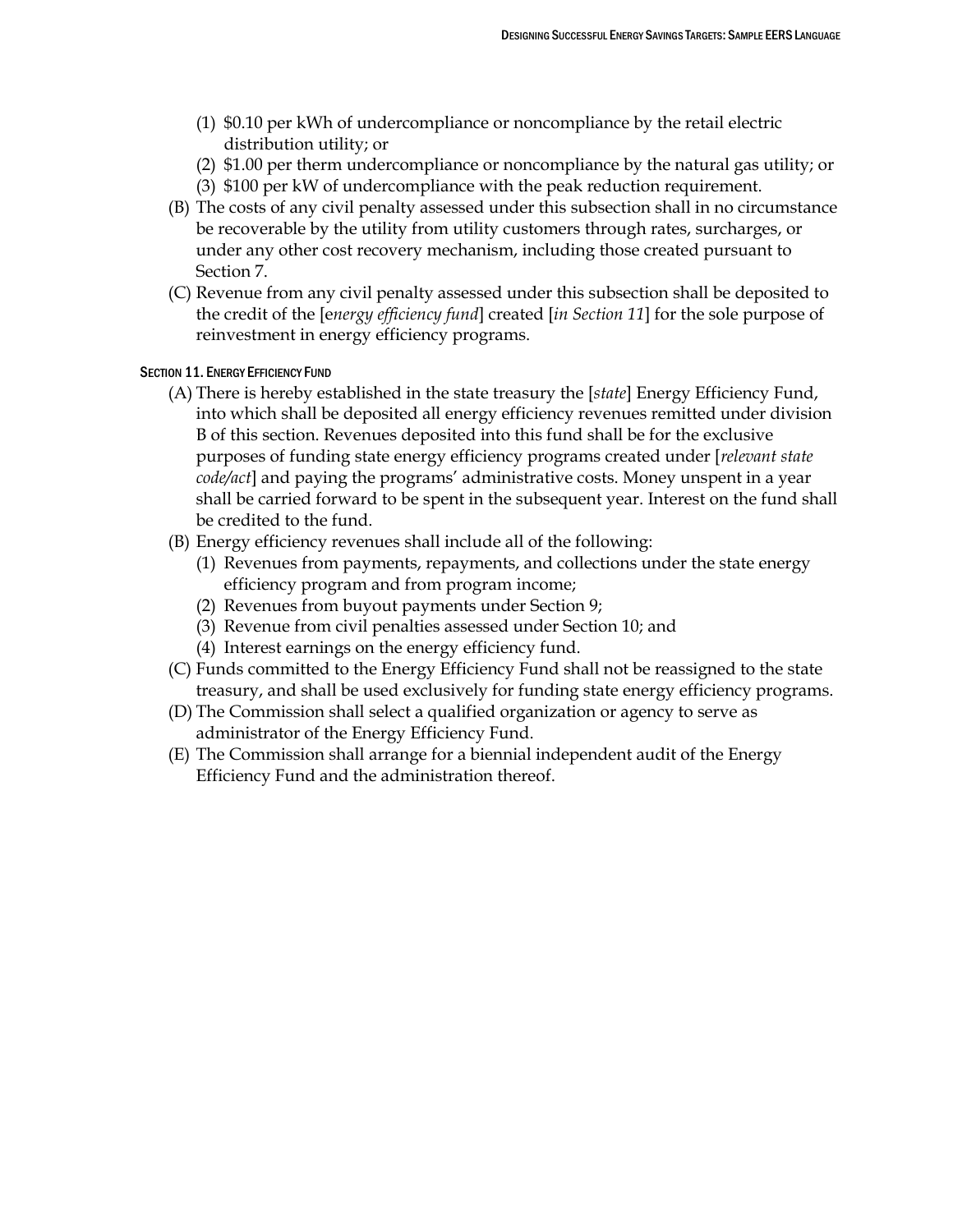(1) $0.10 per kWh of undercompliance or noncompliance by the retail electric distribution utility; or
(2) $1.00 per therm undercompliance or noncompliance by the natural gas utility; or
(3) $100 per kW of undercompliance with the peak reduction requirement.

(B) The costs of any civil penalty assessed under this subsection shall in no circumstance be recoverable by the utility from utility customers through rates, surcharges, or under any other cost recovery mechanism, including those created pursuant to Section 7.

(C) Revenue from any civil penalty assessed under this subsection shall be deposited to the credit of the [*energy efficiency fund*] created [*in Section 11*] for the sole purpose of reinvestment in energy efficiency programs.

#### SECTION 11. ENERGY EFFICIENCY FUND

(A) There is hereby established in the state treasury the [*state*] Energy Efficiency Fund, into which shall be deposited all energy efficiency revenues remitted under division B of this section. Revenues deposited into this fund shall be for the exclusive purposes of funding state energy efficiency programs created under [*relevant state code/act*] and paying the programs' administrative costs. Money unspent in a year shall be carried forward to be spent in the subsequent year. Interest on the fund shall be credited to the fund.

(B) Energy efficiency revenues shall include all of the following:
(1) Revenues from payments, repayments, and collections under the state energy efficiency program and from program income;
(2) Revenues from buyout payments under Section 9;
(3) Revenue from civil penalties assessed under Section 10; and
(4) Interest earnings on the energy efficiency fund.

(C) Funds committed to the Energy Efficiency Fund shall not be reassigned to the state treasury, and shall be used exclusively for funding state energy efficiency programs.

(D) The Commission shall select a qualified organization or agency to serve as administrator of the Energy Efficiency Fund.

(E) The Commission shall arrange for a biennial independent audit of the Energy Efficiency Fund and the administration thereof.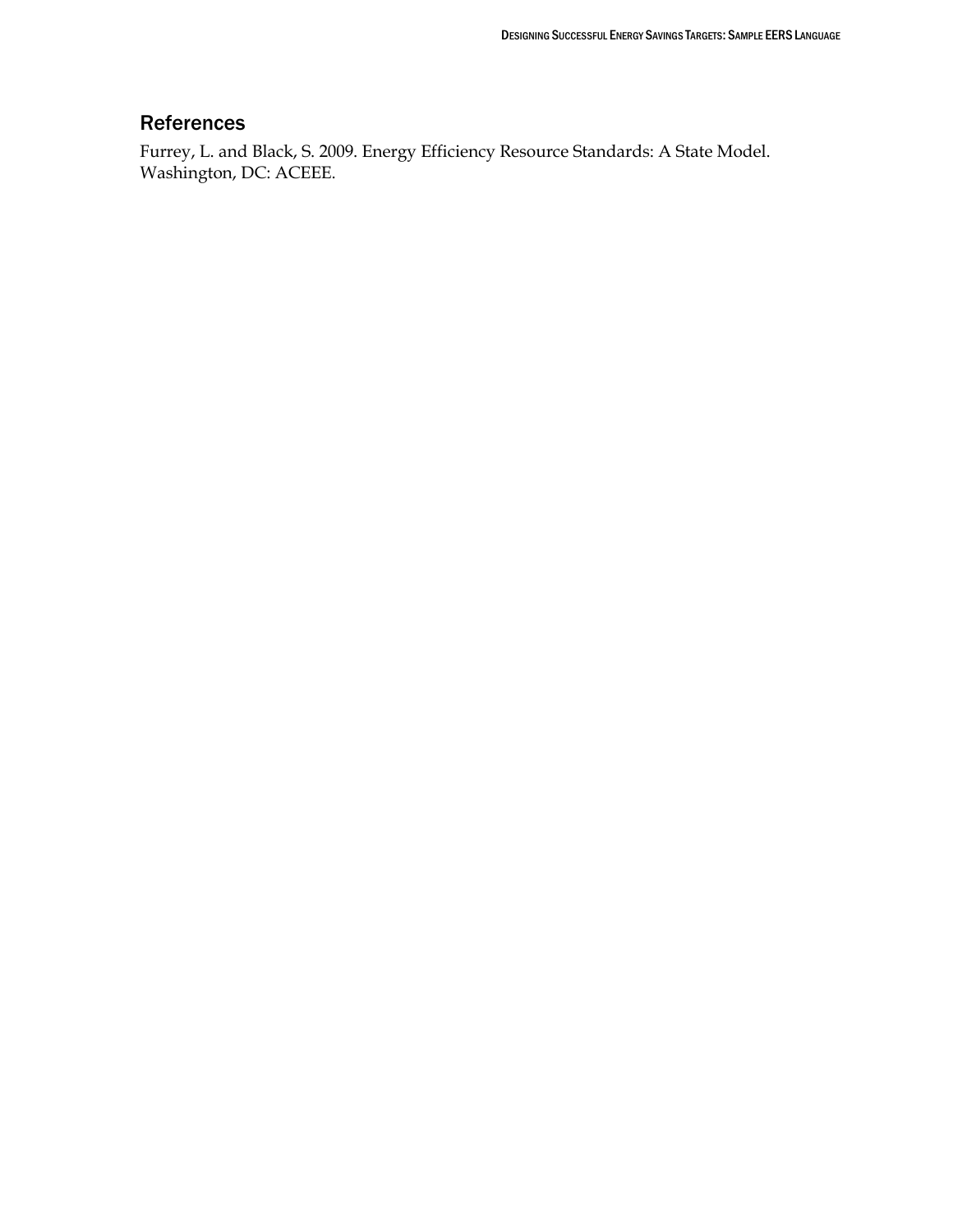## References

Furrey, L. and Black, S. 2009. Energy Efficiency Resource Standards: A State Model. Washington, DC: ACEEE.